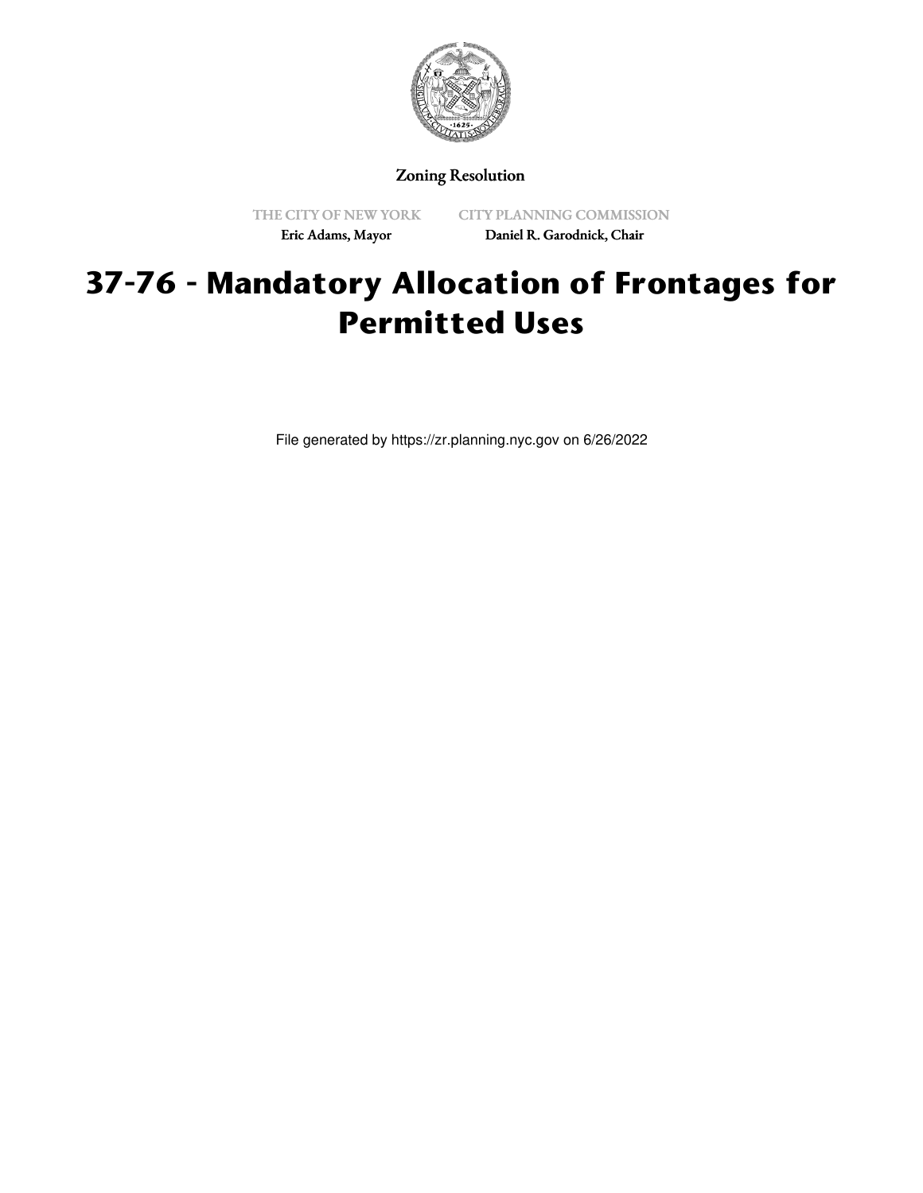Zoning Resolution

THE CITY OF NEW YORK
Eric Adams, Mayor

CITY PLANNING COMMISSION
Daniel R. Garodnick, Chair

# 37-76 - Mandatory Allocation of Frontages for Permitted Uses

File generated by https://zr.planning.nyc.gov on 6/26/2022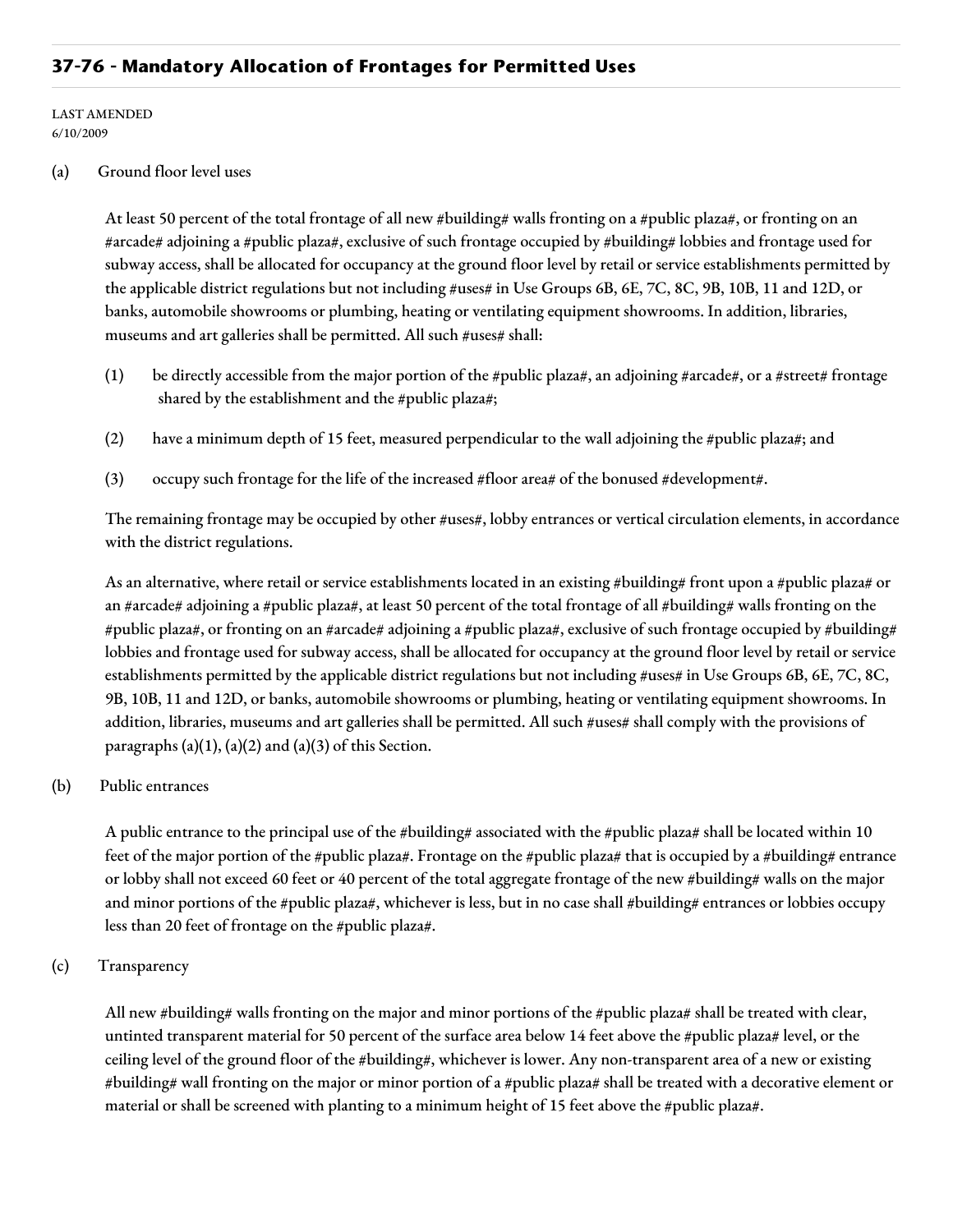## 37-76 - Mandatory Allocation of Frontages for Permitted Uses

LAST AMENDED
6/10/2009

(a) Ground floor level uses

At least 50 percent of the total frontage of all new #building# walls fronting on a #public plaza#, or fronting on an #arcade# adjoining a #public plaza#, exclusive of such frontage occupied by #building# lobbies and frontage used for subway access, shall be allocated for occupancy at the ground floor level by retail or service establishments permitted by the applicable district regulations but not including #uses# in Use Groups 6B, 6E, 7C, 8C, 9B, 10B, 11 and 12D, or banks, automobile showrooms or plumbing, heating or ventilating equipment showrooms. In addition, libraries, museums and art galleries shall be permitted. All such #uses# shall:

(1) be directly accessible from the major portion of the #public plaza#, an adjoining #arcade#, or a #street# frontage shared by the establishment and the #public plaza#;

(2) have a minimum depth of 15 feet, measured perpendicular to the wall adjoining the #public plaza#; and

(3) occupy such frontage for the life of the increased #floor area# of the bonused #development#.

The remaining frontage may be occupied by other #uses#, lobby entrances or vertical circulation elements, in accordance with the district regulations.

As an alternative, where retail or service establishments located in an existing #building# front upon a #public plaza# or an #arcade# adjoining a #public plaza#, at least 50 percent of the total frontage of all #building# walls fronting on the #public plaza#, or fronting on an #arcade# adjoining a #public plaza#, exclusive of such frontage occupied by #building# lobbies and frontage used for subway access, shall be allocated for occupancy at the ground floor level by retail or service establishments permitted by the applicable district regulations but not including #uses# in Use Groups 6B, 6E, 7C, 8C, 9B, 10B, 11 and 12D, or banks, automobile showrooms or plumbing, heating or ventilating equipment showrooms. In addition, libraries, museums and art galleries shall be permitted. All such #uses# shall comply with the provisions of paragraphs (a)(1), (a)(2) and (a)(3) of this Section.

(b) Public entrances

A public entrance to the principal use of the #building# associated with the #public plaza# shall be located within 10 feet of the major portion of the #public plaza#. Frontage on the #public plaza# that is occupied by a #building# entrance or lobby shall not exceed 60 feet or 40 percent of the total aggregate frontage of the new #building# walls on the major and minor portions of the #public plaza#, whichever is less, but in no case shall #building# entrances or lobbies occupy less than 20 feet of frontage on the #public plaza#.

(c) Transparency

All new #building# walls fronting on the major and minor portions of the #public plaza# shall be treated with clear, untinted transparent material for 50 percent of the surface area below 14 feet above the #public plaza# level, or the ceiling level of the ground floor of the #building#, whichever is lower. Any non-transparent area of a new or existing #building# wall fronting on the major or minor portion of a #public plaza# shall be treated with a decorative element or material or shall be screened with planting to a minimum height of 15 feet above the #public plaza#.